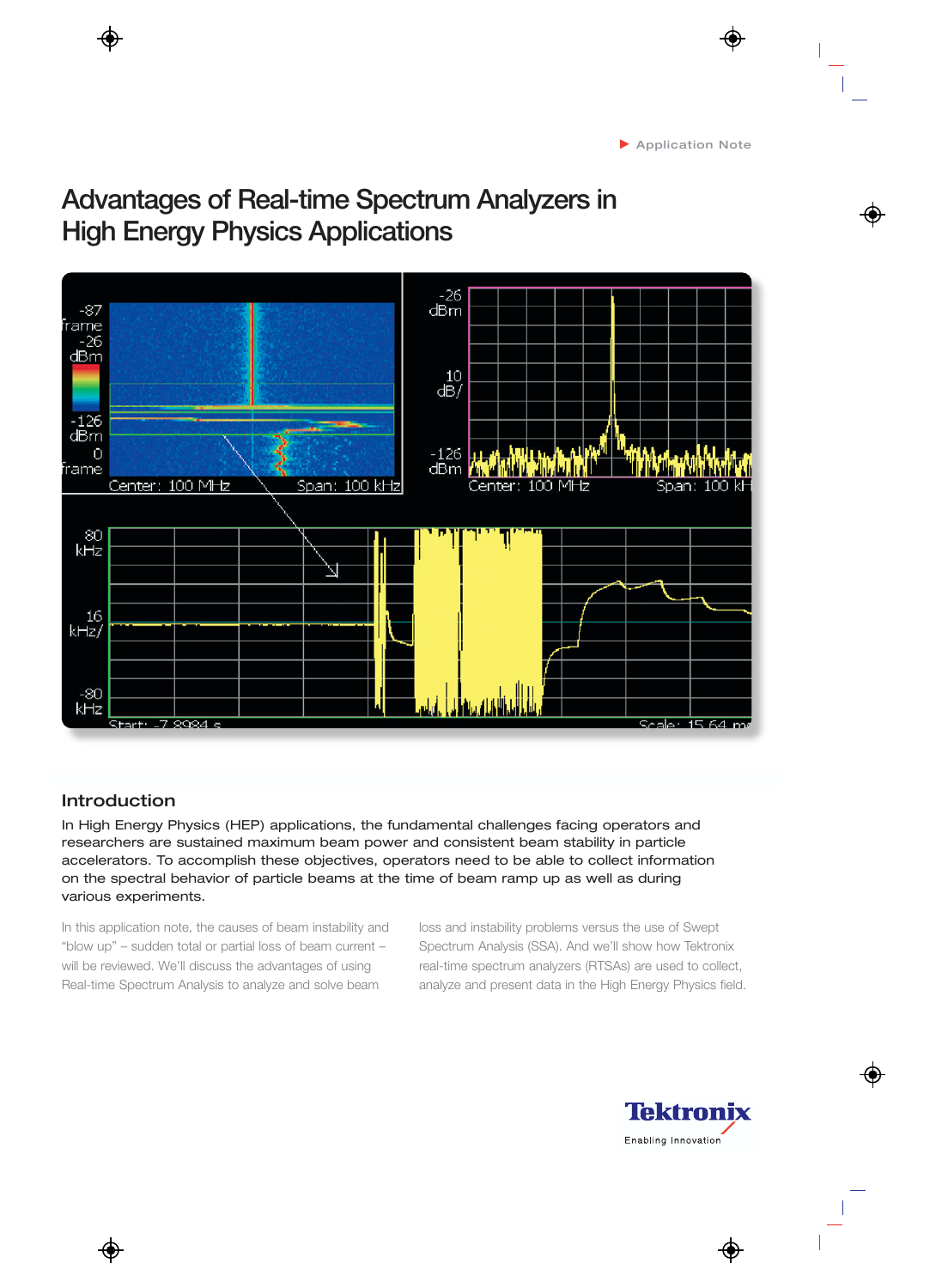Application Note

# Advantages of Real-time Spectrum Analyzers in High Energy Physics Applications

## Introduction

In High Energy Physics (HEP) applications, the fundamental challenges facing operators and researchers are sustained maximum beam power and consistent beam stability in particle accelerators. To accomplish these objectives, operators need to be able to collect information on the spectral behavior of particle beams at the time of beam ramp up as well as during various experiments.

In this application note, the causes of beam instability and "blow up" – sudden total or partial loss of beam current – will be reviewed. We'll discuss the advantages of using Real-time Spectrum Analysis to analyze and solve beam loss and instability problems versus the use of Swept Spectrum Analysis (SSA). And we'll show how Tektronix real-time spectrum analyzers (RTSAs) are used to collect, analyze and present data in the High Energy Physics field.

Tektronix
Enabling Innovation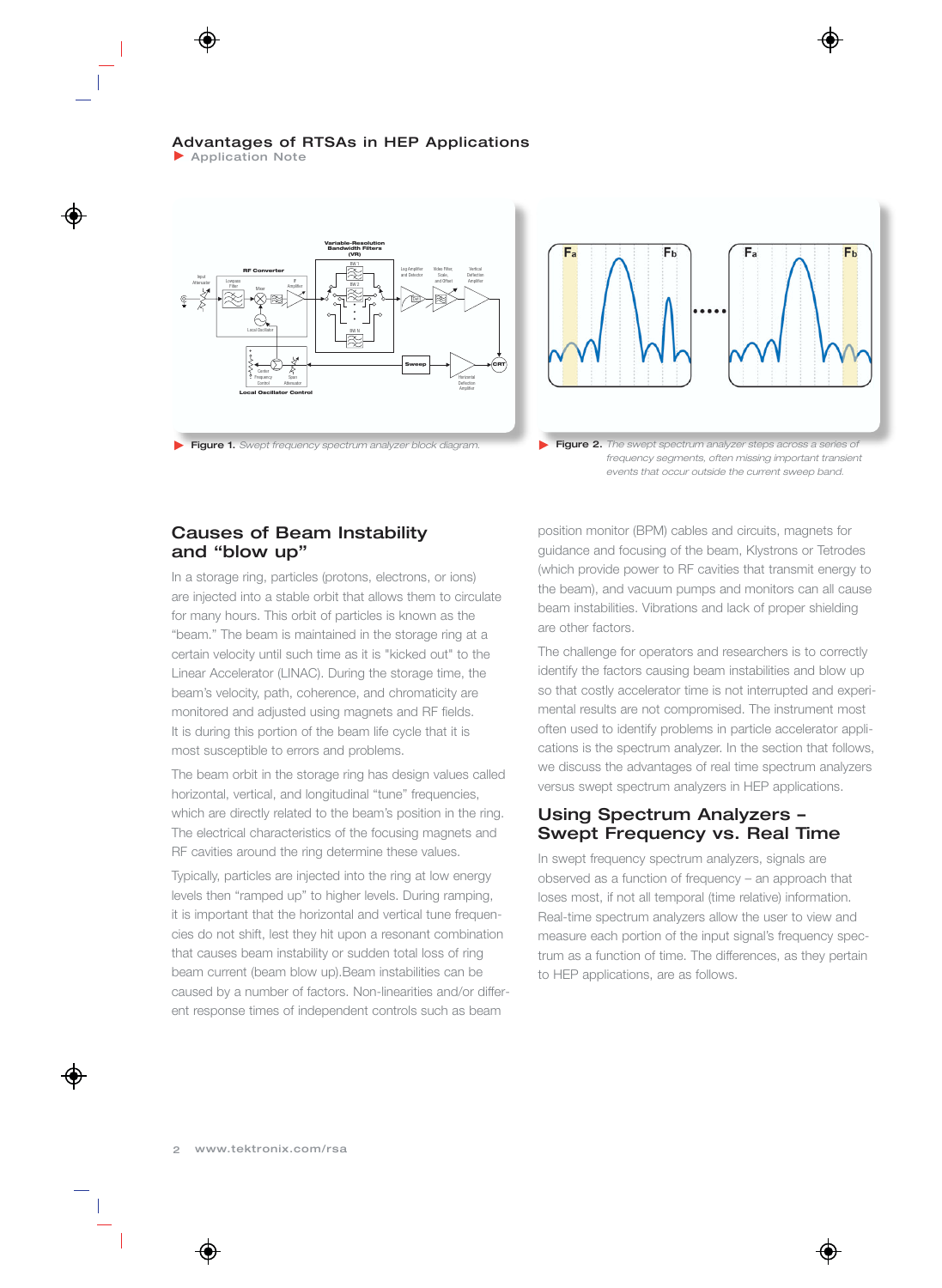**Figure 1.** *Swept frequency spectrum analyzer block diagram.*

**Figure 2.** *The swept spectrum analyzer steps across a series of frequency segments, often missing important transient events that occur outside the current sweep band.*

## Causes of Beam Instability and "blow up"

In a storage ring, particles (protons, electrons, or ions) are injected into a stable orbit that allows them to circulate for many hours. This orbit of particles is known as the "beam." The beam is maintained in the storage ring at a certain velocity until such time as it is "kicked out" to the Linear Accelerator (LINAC). During the storage time, the beam's velocity, path, coherence, and chromaticity are monitored and adjusted using magnets and RF fields. It is during this portion of the beam life cycle that it is most susceptible to errors and problems.

The beam orbit in the storage ring has design values called horizontal, vertical, and longitudinal "tune" frequencies, which are directly related to the beam's position in the ring. The electrical characteristics of the focusing magnets and RF cavities around the ring determine these values.

Typically, particles are injected into the ring at low energy levels then "ramped up" to higher levels. During ramping, it is important that the horizontal and vertical tune frequencies do not shift, lest they hit upon a resonant combination that causes beam instability or sudden total loss of ring beam current (beam blow up).Beam instabilities can be caused by a number of factors. Non-linearities and/or different response times of independent controls such as beam position monitor (BPM) cables and circuits, magnets for guidance and focusing of the beam, Klystrons or Tetrodes (which provide power to RF cavities that transmit energy to the beam), and vacuum pumps and monitors can all cause beam instabilities. Vibrations and lack of proper shielding are other factors.

The challenge for operators and researchers is to correctly identify the factors causing beam instabilities and blow up so that costly accelerator time is not interrupted and experimental results are not compromised. The instrument most often used to identify problems in particle accelerator applications is the spectrum analyzer. In the section that follows, we discuss the advantages of real time spectrum analyzers versus swept spectrum analyzers in HEP applications.

## Using Spectrum Analyzers – Swept Frequency vs. Real Time

In swept frequency spectrum analyzers, signals are observed as a function of frequency – an approach that loses most, if not all temporal (time relative) information. Real-time spectrum analyzers allow the user to view and measure each portion of the input signal's frequency spectrum as a function of time. The differences, as they pertain to HEP applications, are as follows.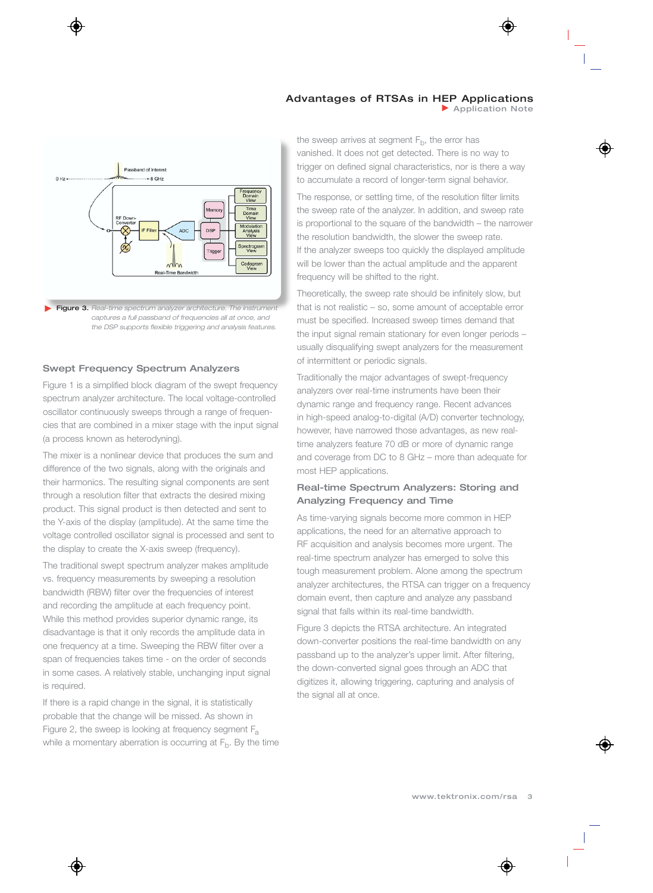**Figure 3.** *Real-time spectrum analyzer architecture. The instrument captures a full passband of frequencies all at once, and the DSP supports flexible triggering and analysis features.*

## Swept Frequency Spectrum Analyzers

Figure 1 is a simplified block diagram of the swept frequency spectrum analyzer architecture. The local voltage-controlled oscillator continuously sweeps through a range of frequencies that are combined in a mixer stage with the input signal (a process known as heterodyning).

The mixer is a nonlinear device that produces the sum and difference of the two signals, along with the originals and their harmonics. The resulting signal components are sent through a resolution filter that extracts the desired mixing product. This signal product is then detected and sent to the Y-axis of the display (amplitude). At the same time the voltage controlled oscillator signal is processed and sent to the display to create the X-axis sweep (frequency).

The traditional swept spectrum analyzer makes amplitude vs. frequency measurements by sweeping a resolution bandwidth (RBW) filter over the frequencies of interest and recording the amplitude at each frequency point. While this method provides superior dynamic range, its disadvantage is that it only records the amplitude data in one frequency at a time. Sweeping the RBW filter over a span of frequencies takes time - on the order of seconds in some cases. A relatively stable, unchanging input signal is required.

If there is a rapid change in the signal, it is statistically probable that the change will be missed. As shown in Figure 2, the sweep is looking at frequency segment $F_a$ while a momentary aberration is occurring at $F_b$. By the time the sweep arrives at segment $F_b$, the error has vanished. It does not get detected. There is no way to trigger on defined signal characteristics, nor is there a way to accumulate a record of longer-term signal behavior.

The response, or settling time, of the resolution filter limits the sweep rate of the analyzer. In addition, and sweep rate is proportional to the square of the bandwidth – the narrower the resolution bandwidth, the slower the sweep rate. If the analyzer sweeps too quickly the displayed amplitude will be lower than the actual amplitude and the apparent frequency will be shifted to the right.

Theoretically, the sweep rate should be infinitely slow, but that is not realistic – so, some amount of acceptable error must be specified. Increased sweep times demand that the input signal remain stationary for even longer periods – usually disqualifying swept analyzers for the measurement of intermittent or periodic signals.

Traditionally the major advantages of swept-frequency analyzers over real-time instruments have been their dynamic range and frequency range. Recent advances in high-speed analog-to-digital (A/D) converter technology, however, have narrowed those advantages, as new real-time analyzers feature 70 dB or more of dynamic range and coverage from DC to 8 GHz – more than adequate for most HEP applications.

## Real-time Spectrum Analyzers: Storing and Analyzing Frequency and Time

As time-varying signals become more common in HEP applications, the need for an alternative approach to RF acquisition and analysis becomes more urgent. The real-time spectrum analyzer has emerged to solve this tough measurement problem. Alone among the spectrum analyzer architectures, the RTSA can trigger on a frequency domain event, then capture and analyze any passband signal that falls within its real-time bandwidth.

Figure 3 depicts the RTSA architecture. An integrated down-converter positions the real-time bandwidth on any passband up to the analyzer's upper limit. After filtering, the down-converted signal goes through an ADC that digitizes it, allowing triggering, capturing and analysis of the signal all at once.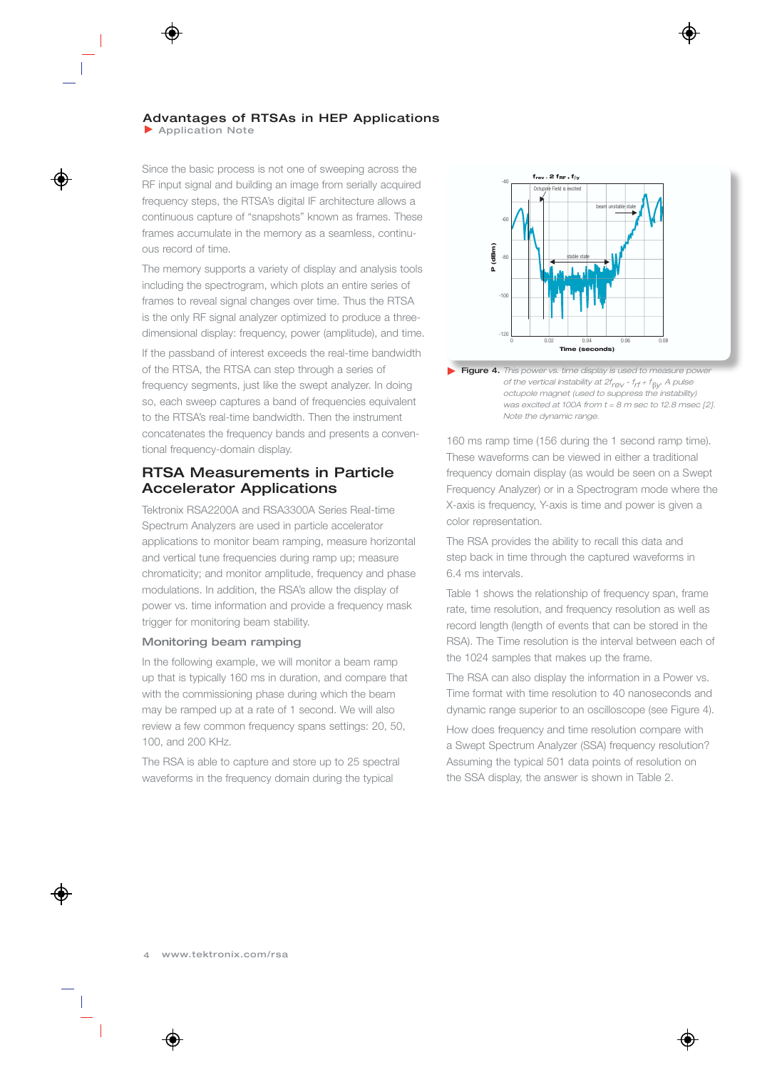Since the basic process is not one of sweeping across the RF input signal and building an image from serially acquired frequency steps, the RTSA's digital IF architecture allows a continuous capture of "snapshots" known as frames. These frames accumulate in the memory as a seamless, continuous record of time.

The memory supports a variety of display and analysis tools including the spectrogram, which plots an entire series of frames to reveal signal changes over time. Thus the RTSA is the only RF signal analyzer optimized to produce a three-dimensional display: frequency, power (amplitude), and time.

If the passband of interest exceeds the real-time bandwidth of the RTSA, the RTSA can step through a series of frequency segments, just like the swept analyzer. In doing so, each sweep captures a band of frequencies equivalent to the RTSA's real-time bandwidth. Then the instrument concatenates the frequency bands and presents a conventional frequency-domain display.

## RTSA Measurements in Particle Accelerator Applications

Tektronix RSA2200A and RSA3300A Series Real-time Spectrum Analyzers are used in particle accelerator applications to monitor beam ramping, measure horizontal and vertical tune frequencies during ramp up; measure chromaticity; and monitor amplitude, frequency and phase modulations. In addition, the RSA's allow the display of power vs. time information and provide a frequency mask trigger for monitoring beam stability.

### Monitoring beam ramping

In the following example, we will monitor a beam ramp up that is typically 160 ms in duration, and compare that with the commissioning phase during which the beam may be ramped up at a rate of 1 second. We will also review a few common frequency spans settings: 20, 50, 100, and 200 KHz.

The RSA is able to capture and store up to 25 spectral waveforms in the frequency domain during the typical 160 ms ramp time (156 during the 1 second ramp time). These waveforms can be viewed in either a traditional frequency domain display (as would be seen on a Swept Frequency Analyzer) or in a Spectrogram mode where the X-axis is frequency, Y-axis is time and power is given a color representation.

The RSA provides the ability to recall this data and step back in time through the captured waveforms in 6.4 ms intervals.

Table 1 shows the relationship of frequency span, frame rate, time resolution, and frequency resolution as well as record length (length of events that can be stored in the RSA). The Time resolution is the interval between each of the 1024 samples that makes up the frame.

The RSA can also display the information in a Power vs. Time format with time resolution to 40 nanoseconds and dynamic range superior to an oscilloscope (see Figure 4).

How does frequency and time resolution compare with a Swept Spectrum Analyzer (SSA) frequency resolution? Assuming the typical 501 data points of resolution on the SSA display, the answer is shown in Table 2.

**Figure 4.** *This power vs. time display is used to measure power of the vertical instability at $2f_{rev} - f_{rf} + f_{\beta y}$. A pulse octupole magnet (used to suppress the instability) was excited at 100A from t = 8 m sec to 12.8 msec [2]. Note the dynamic range.*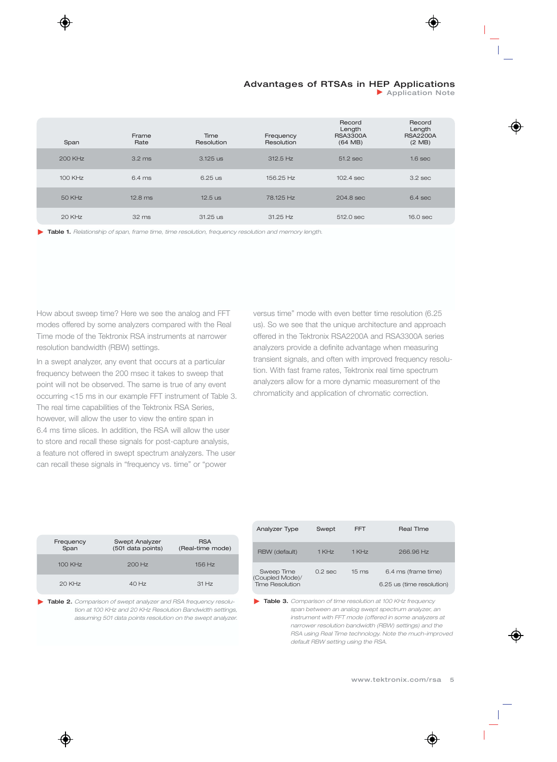| Span | Frame Rate | Time Resolution | Frequency Resolution | Record Length RSA3300A (64 MB) | Record Length RSA2200A (2 MB) |
|---|---|---|---|---|---|
| 200 KHz | 3.2 ms | 3.125 us | 312.5 Hz | 51.2 sec | 1.6 sec |
| 100 KHz | 6.4 ms | 6.25 us | 156.25 Hz | 102.4 sec | 3.2 sec |
| 50 KHz | 12.8 ms | 12.5 us | 78.125 Hz | 204.8 sec | 6.4 sec |
| 20 KHz | 32 ms | 31.25 us | 31.25 Hz | 512.0 sec | 16.0 sec |

**Table 1.** *Relationship of span, frame time, time resolution, frequency resolution and memory length.*

How about sweep time? Here we see the analog and FFT modes offered by some analyzers compared with the Real Time mode of the Tektronix RSA instruments at narrower resolution bandwidth (RBW) settings.

In a swept analyzer, any event that occurs at a particular frequency between the 200 msec it takes to sweep that point will not be observed. The same is true of any event occurring <15 ms in our example FFT instrument of Table 3. The real time capabilities of the Tektronix RSA Series, however, will allow the user to view the entire span in 6.4 ms time slices. In addition, the RSA will allow the user to store and recall these signals for post-capture analysis, a feature not offered in swept spectrum analyzers. The user can recall these signals in "frequency vs. time" or "power versus time" mode with even better time resolution (6.25 us). So we see that the unique architecture and approach offered in the Tektronix RSA2200A and RSA3300A series analyzers provide a definite advantage when measuring transient signals, and often with improved frequency resolution. With fast frame rates, Tektronix real time spectrum analyzers allow for a more dynamic measurement of the chromaticity and application of chromatic correction.

| Frequency Span | Swept Analyzer (501 data points) | RSA (Real-time mode) |
|---|---|---|
| 100 KHz | 200 Hz | 156 Hz |
| 20 KHz | 40 Hz | 31 Hz |

**Table 2.** *Comparison of swept analyzer and RSA frequency resolution at 100 KHz and 20 KHz Resolution Bandwidth settings, assuming 501 data points resolution on the swept analyzer.*

| Analyzer Type | Swept | FFT | Real Time |
|---|---|---|---|
| RBW (default) | 1 KHz | 1 KHz | 266.96 Hz |
| Sweep Time (Coupled Mode)/ Time Resolution | 0.2 sec | 15 ms | 6.4 ms (frame time)<br>6.25 us (time resolution) |

**Table 3.** *Comparison of time resolution at 100 KHz frequency span between an analog swept spectrum analyzer, an instrument with FFT mode (offered in some analyzers at narrower resolution bandwidth (RBW) settings) and the RSA using Real Time technology. Note the much-improved default RBW setting using the RSA.*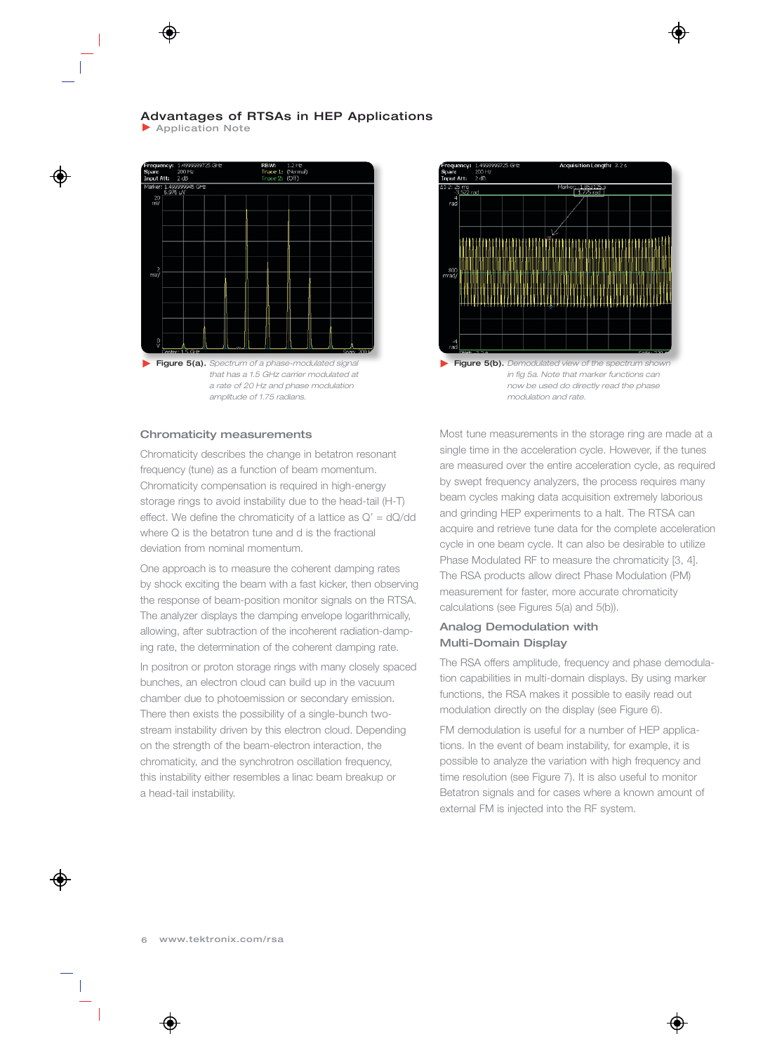**Figure 5(a).** *Spectrum of a phase-modulated signal that has a 1.5 GHz carrier modulated at a rate of 20 Hz and phase modulation amplitude of 1.75 radians.*

**Figure 5(b).** *Demodulated view of the spectrum shown in fig 5a. Note that marker functions can now be used do directly read the phase modulation and rate.*

## Chromaticity measurements

Chromaticity describes the change in betatron resonant frequency (tune) as a function of beam momentum. Chromaticity compensation is required in high-energy storage rings to avoid instability due to the head-tail (H-T) effect. We define the chromaticity of a lattice as $Q' = dQ/dd$ where Q is the betatron tune and d is the fractional deviation from nominal momentum.

One approach is to measure the coherent damping rates by shock exciting the beam with a fast kicker, then observing the response of beam-position monitor signals on the RTSA. The analyzer displays the damping envelope logarithmically, allowing, after subtraction of the incoherent radiation-damping rate, the determination of the coherent damping rate.

In positron or proton storage rings with many closely spaced bunches, an electron cloud can build up in the vacuum chamber due to photoemission or secondary emission. There then exists the possibility of a single-bunch two-stream instability driven by this electron cloud. Depending on the strength of the beam-electron interaction, the chromaticity, and the synchrotron oscillation frequency, this instability either resembles a linac beam breakup or a head-tail instability.

Most tune measurements in the storage ring are made at a single time in the acceleration cycle. However, if the tunes are measured over the entire acceleration cycle, as required by swept frequency analyzers, the process requires many beam cycles making data acquisition extremely laborious and grinding HEP experiments to a halt. The RTSA can acquire and retrieve tune data for the complete acceleration cycle in one beam cycle. It can also be desirable to utilize Phase Modulated RF to measure the chromaticity [3, 4]. The RSA products allow direct Phase Modulation (PM) measurement for faster, more accurate chromaticity calculations (see Figures 5(a) and 5(b)).

## Analog Demodulation with Multi-Domain Display

The RSA offers amplitude, frequency and phase demodulation capabilities in multi-domain displays. By using marker functions, the RSA makes it possible to easily read out modulation directly on the display (see Figure 6).

FM demodulation is useful for a number of HEP applications. In the event of beam instability, for example, it is possible to analyze the variation with high frequency and time resolution (see Figure 7). It is also useful to monitor Betatron signals and for cases where a known amount of external FM is injected into the RF system.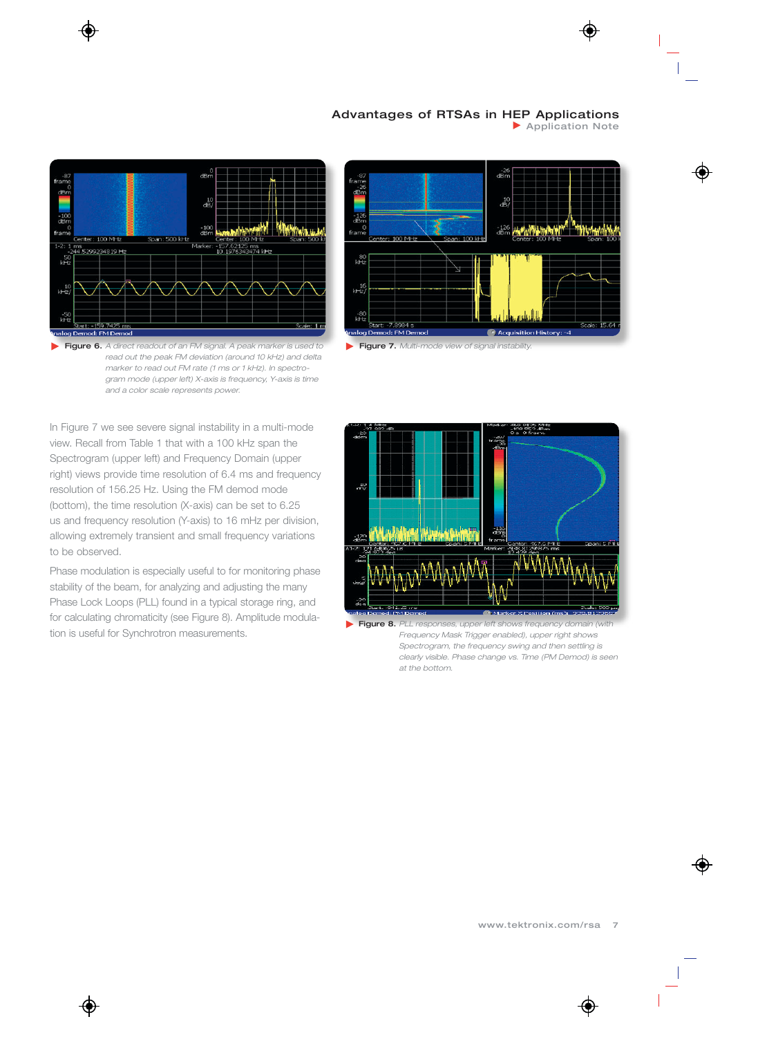**Figure 6.** *A direct readout of an FM signal. A peak marker is used to read out the peak FM deviation (around 10 kHz) and delta marker to read out FM rate (1 ms or 1 kHz). In spectrogram mode (upper left) X-axis is frequency, Y-axis is time and a color scale represents power.*

**Figure 7.** *Multi-mode view of signal instability.*

In Figure 7 we see severe signal instability in a multi-mode view. Recall from Table 1 that with a 100 kHz span the Spectrogram (upper left) and Frequency Domain (upper right) views provide time resolution of 6.4 ms and frequency resolution of 156.25 Hz. Using the FM demod mode (bottom), the time resolution (X-axis) can be set to 6.25 us and frequency resolution (Y-axis) to 16 mHz per division, allowing extremely transient and small frequency variations to be observed.

Phase modulation is especially useful to for monitoring phase stability of the beam, for analyzing and adjusting the many Phase Lock Loops (PLL) found in a typical storage ring, and for calculating chromaticity (see Figure 8). Amplitude modulation is useful for Synchrotron measurements.

**Figure 8.** *PLL responses, upper left shows frequency domain (with Frequency Mask Trigger enabled), upper right shows Spectrogram, the frequency swing and then settling is clearly visible. Phase change vs. Time (PM Demod) is seen at the bottom.*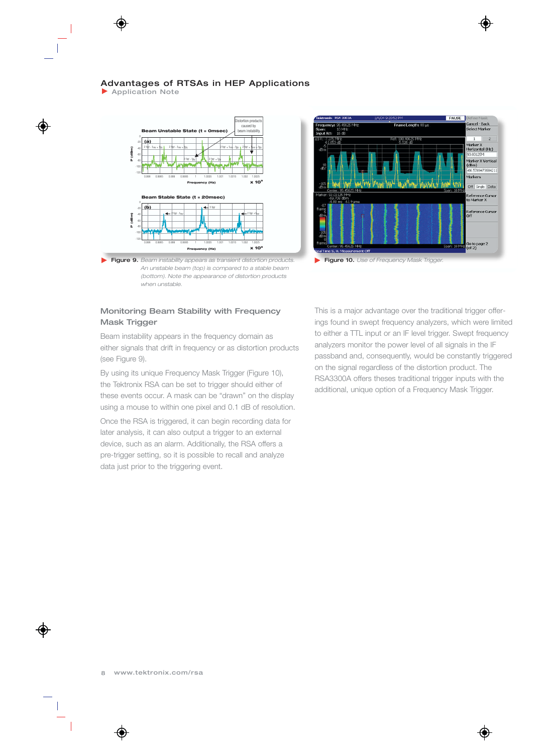Figure 9. *Beam instability appears as transient distortion products. An unstable beam (top) is compared to a stable beam (bottom). Note the appearance of distortion products when unstable.*

Figure 10. *Use of Frequency Mask Trigger.*

## Monitoring Beam Stability with Frequency Mask Trigger

Beam instability appears in the frequency domain as either signals that drift in frequency or as distortion products (see Figure 9).

By using its unique Frequency Mask Trigger (Figure 10), the Tektronix RSA can be set to trigger should either of these events occur. A mask can be "drawn" on the display using a mouse to within one pixel and 0.1 dB of resolution.

Once the RSA is triggered, it can begin recording data for later analysis, it can also output a trigger to an external device, such as an alarm. Additionally, the RSA offers a pre-trigger setting, so it is possible to recall and analyze data just prior to the triggering event.

This is a major advantage over the traditional trigger offerings found in swept frequency analyzers, which were limited to either a TTL input or an IF level trigger. Swept frequency analyzers monitor the power level of all signals in the IF passband and, consequently, would be constantly triggered on the signal regardless of the distortion product. The RSA3300A offers theses traditional trigger inputs with the additional, unique option of a Frequency Mask Trigger.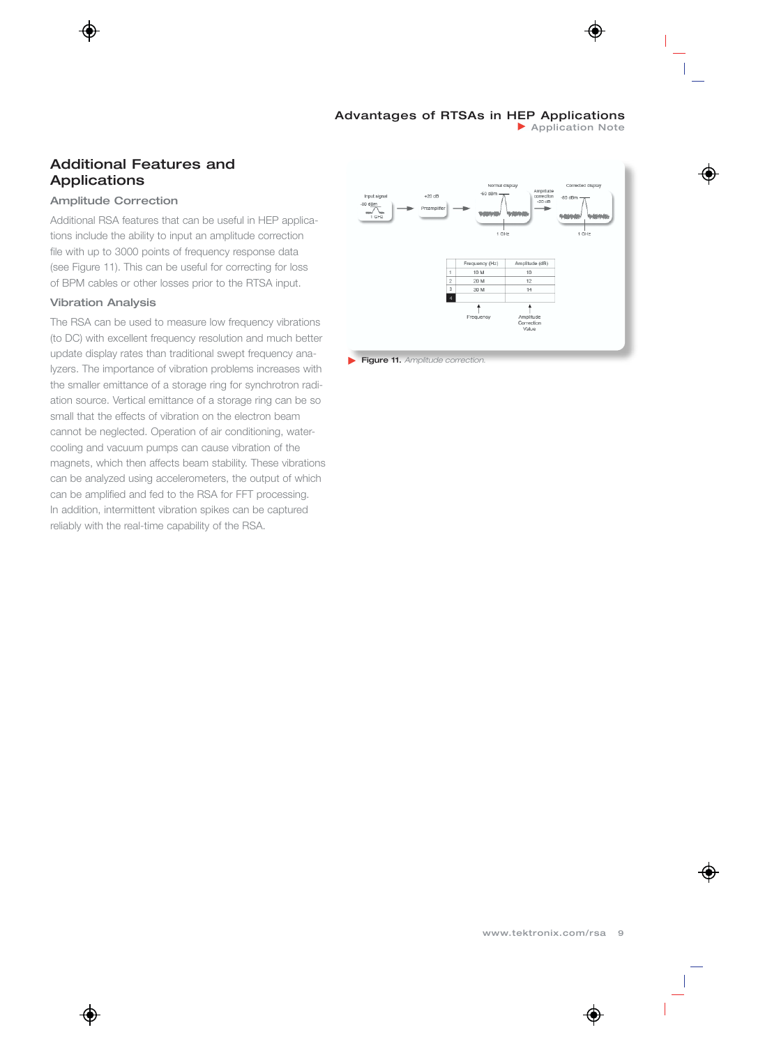## Additional Features and Applications

### Amplitude Correction

Additional RSA features that can be useful in HEP applications include the ability to input an amplitude correction file with up to 3000 points of frequency response data (see Figure 11). This can be useful for correcting for loss of BPM cables or other losses prior to the RTSA input.

### Vibration Analysis

The RSA can be used to measure low frequency vibrations (to DC) with excellent frequency resolution and much better update display rates than traditional swept frequency analyzers. The importance of vibration problems increases with the smaller emittance of a storage ring for synchrotron radiation source. Vertical emittance of a storage ring can be so small that the effects of vibration on the electron beam cannot be neglected. Operation of air conditioning, water-cooling and vacuum pumps can cause vibration of the magnets, which then affects beam stability. These vibrations can be analyzed using accelerometers, the output of which can be amplified and fed to the RSA for FFT processing. In addition, intermittent vibration spikes can be captured reliably with the real-time capability of the RSA.

**Figure 11.** *Amplitude correction.*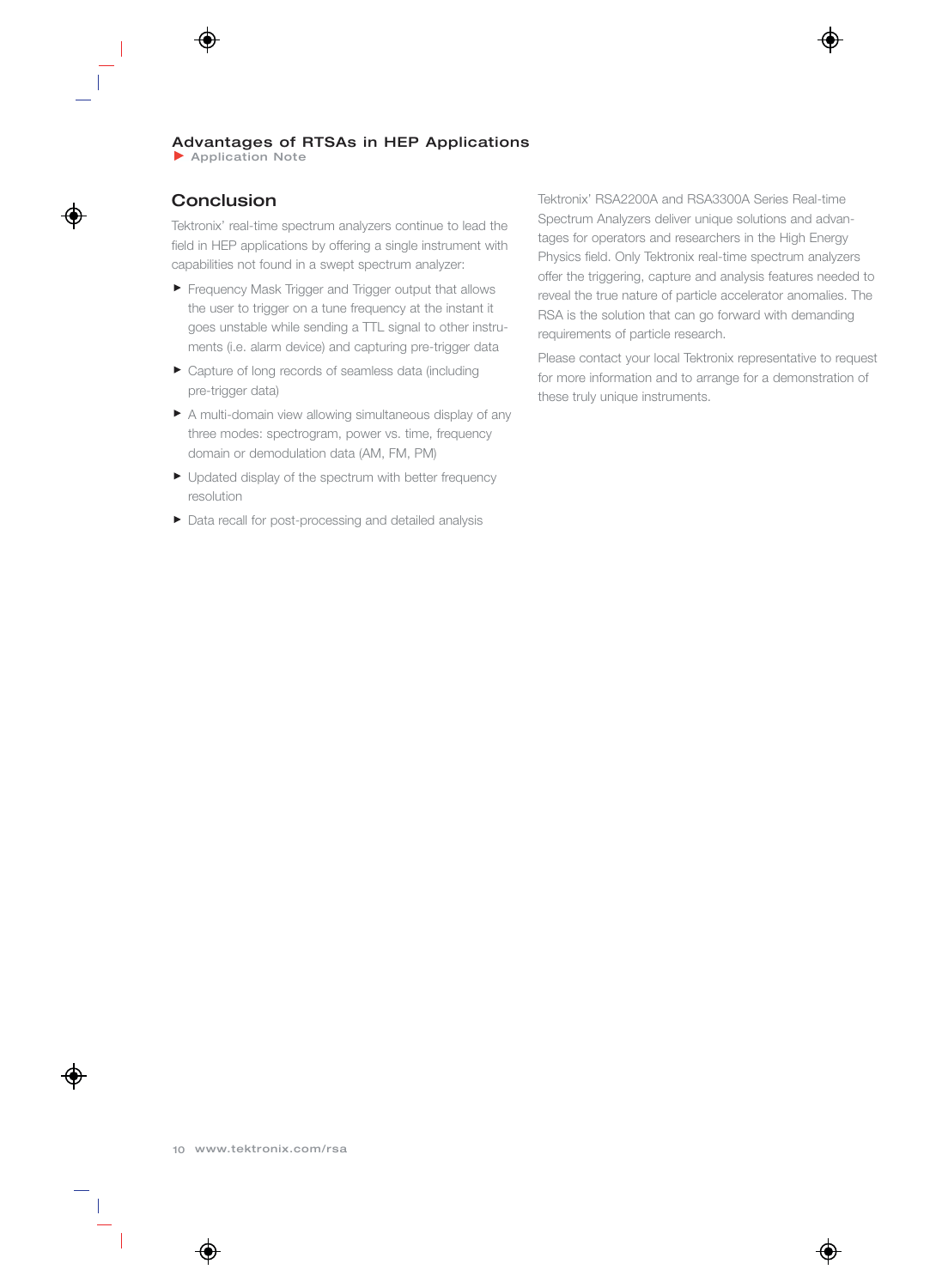## Conclusion

Tektronix' real-time spectrum analyzers continue to lead the field in HEP applications by offering a single instrument with capabilities not found in a swept spectrum analyzer:

- Frequency Mask Trigger and Trigger output that allows the user to trigger on a tune frequency at the instant it goes unstable while sending a TTL signal to other instruments (i.e. alarm device) and capturing pre-trigger data
- Capture of long records of seamless data (including pre-trigger data)
- A multi-domain view allowing simultaneous display of any three modes: spectrogram, power vs. time, frequency domain or demodulation data (AM, FM, PM)
- Updated display of the spectrum with better frequency resolution
- Data recall for post-processing and detailed analysis

Tektronix' RSA2200A and RSA3300A Series Real-time Spectrum Analyzers deliver unique solutions and advantages for operators and researchers in the High Energy Physics field. Only Tektronix real-time spectrum analyzers offer the triggering, capture and analysis features needed to reveal the true nature of particle accelerator anomalies. The RSA is the solution that can go forward with demanding requirements of particle research.

Please contact your local Tektronix representative to request for more information and to arrange for a demonstration of these truly unique instruments.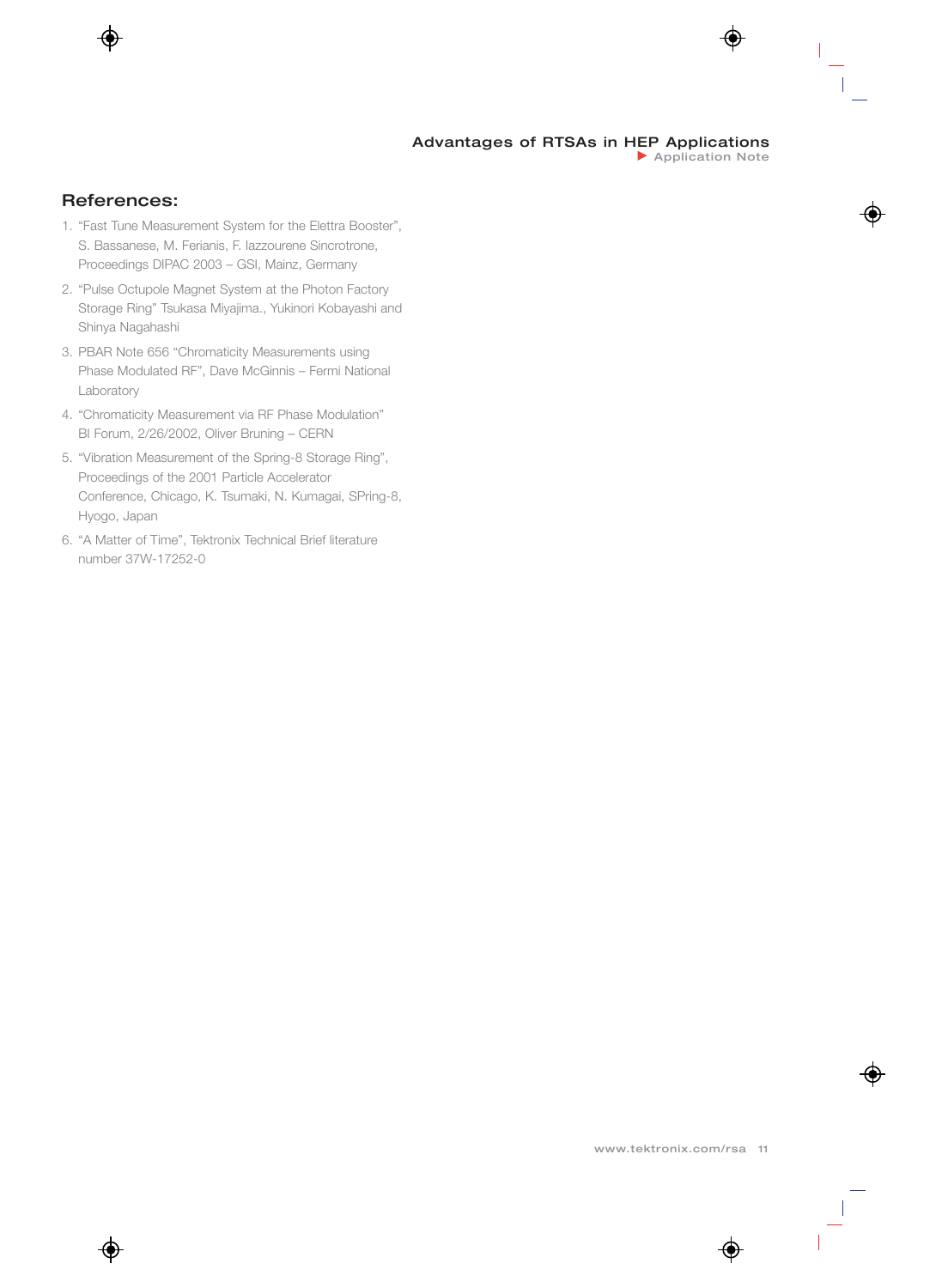## References:

1. "Fast Tune Measurement System for the Elettra Booster", S. Bassanese, M. Ferianis, F. Iazzourene Sincrotrone, Proceedings DIPAC 2003 – GSI, Mainz, Germany
2. "Pulse Octupole Magnet System at the Photon Factory Storage Ring" Tsukasa Miyajima., Yukinori Kobayashi and Shinya Nagahashi
3. PBAR Note 656 "Chromaticity Measurements using Phase Modulated RF", Dave McGinnis – Fermi National Laboratory
4. "Chromaticity Measurement via RF Phase Modulation" BI Forum, 2/26/2002, Oliver Bruning – CERN
5. "Vibration Measurement of the Spring-8 Storage Ring", Proceedings of the 2001 Particle Accelerator Conference, Chicago, K. Tsumaki, N. Kumagai, SPring-8, Hyogo, Japan
6. "A Matter of Time", Tektronix Technical Brief literature number 37W-17252-0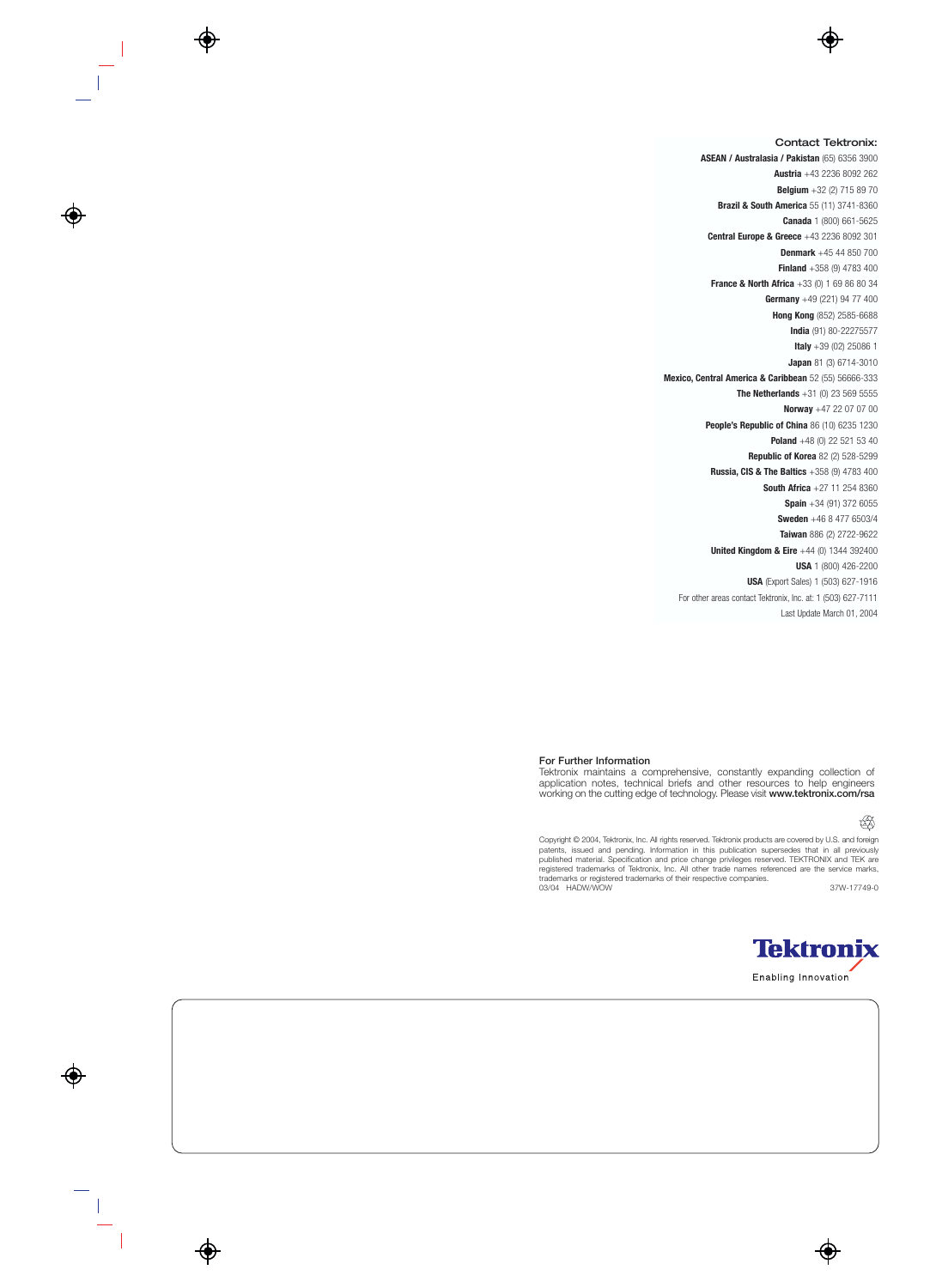**Contact Tektronix:**

**ASEAN / Australasia / Pakistan** (65) 6356 3900
**Austria** +43 2236 8092 262
**Belgium** +32 (2) 715 89 70
**Brazil & South America** 55 (11) 3741-8360
**Canada** 1 (800) 661-5625
**Central Europe & Greece** +43 2236 8092 301
**Denmark** +45 44 850 700
**Finland** +358 (9) 4783 400
**France & North Africa** +33 (0) 1 69 86 80 34
**Germany** +49 (221) 94 77 400
**Hong Kong** (852) 2585-6688
**India** (91) 80-22275577
**Italy** +39 (02) 25086 1
**Japan** 81 (3) 6714-3010
**Mexico, Central America & Caribbean** 52 (55) 56666-333
**The Netherlands** +31 (0) 23 569 5555
**Norway** +47 22 07 07 00
**People's Republic of China** 86 (10) 6235 1230
**Poland** +48 (0) 22 521 53 40
**Republic of Korea** 82 (2) 528-5299
**Russia, CIS & The Baltics** +358 (9) 4783 400
**South Africa** +27 11 254 8360
**Spain** +34 (91) 372 6055
**Sweden** +46 8 477 6503/4
**Taiwan** 886 (2) 2722-9622
**United Kingdom & Eire** +44 (0) 1344 392400
**USA** 1 (800) 426-2200
**USA** (Export Sales) 1 (503) 627-1916

For other areas contact Tektronix, Inc. at: 1 (503) 627-7111

Last Update March 01, 2004

**For Further Information**

Tektronix maintains a comprehensive, constantly expanding collection of application notes, technical briefs and other resources to help engineers working on the cutting edge of technology. Please visit **www.tektronix.com/rsa**

Copyright © 2004, Tektronix, Inc. All rights reserved. Tektronix products are covered by U.S. and foreign patents, issued and pending. Information in this publication supersedes that in all previously published material. Specification and price change privileges reserved. TEKTRONIX and TEK are registered trademarks of Tektronix, Inc. All other trade names referenced are the service marks, trademarks or registered trademarks of their respective companies.

03/04 HADW/WOW 37W-17749-0

Tektronix
Enabling Innovation